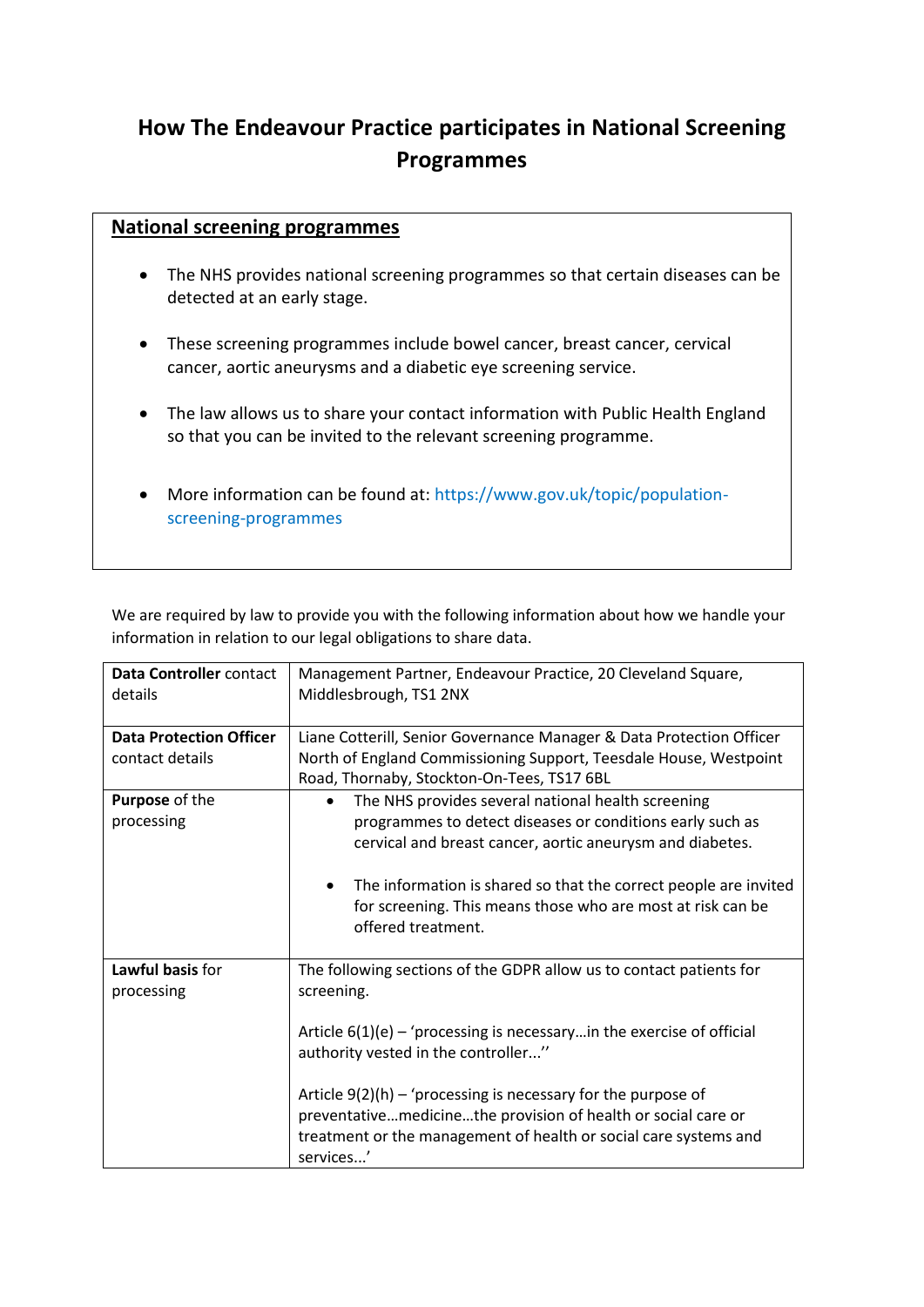# How The Endeavour Practice participates in National Screening Programmes

## National screening programmes

- The NHS provides national screening programmes so that certain diseases can be detected at an early stage.
- These screening programmes include bowel cancer, breast cancer, cervical cancer, aortic aneurysms and a diabetic eye screening service.
- The law allows us to share your contact information with Public Health England so that you can be invited to the relevant screening programme.
- More information can be found at: https://www.gov.uk/topic/population-screening-programmes

We are required by law to provide you with the following information about how we handle your information in relation to our legal obligations to share data.

| | |
|---|---|
| **Data Controller** contact details | Management Partner, Endeavour Practice, 20 Cleveland Square, Middlesbrough, TS1 2NX |
| **Data Protection Officer** contact details | Liane Cotterill, Senior Governance Manager & Data Protection Officer North of England Commissioning Support, Teesdale House, Westpoint Road, Thornaby, Stockton-On-Tees, TS17 6BL |
| **Purpose** of the processing | • The NHS provides several national health screening programmes to detect diseases or conditions early such as cervical and breast cancer, aortic aneurysm and diabetes.<br><br>• The information is shared so that the correct people are invited for screening. This means those who are most at risk can be offered treatment. |
| **Lawful basis** for processing | The following sections of the GDPR allow us to contact patients for screening.<br><br>Article 6(1)(e) – 'processing is necessary…in the exercise of official authority vested in the controller...''<br><br>Article 9(2)(h) – 'processing is necessary for the purpose of preventative…medicine…the provision of health or social care or treatment or the management of health or social care systems and services...' |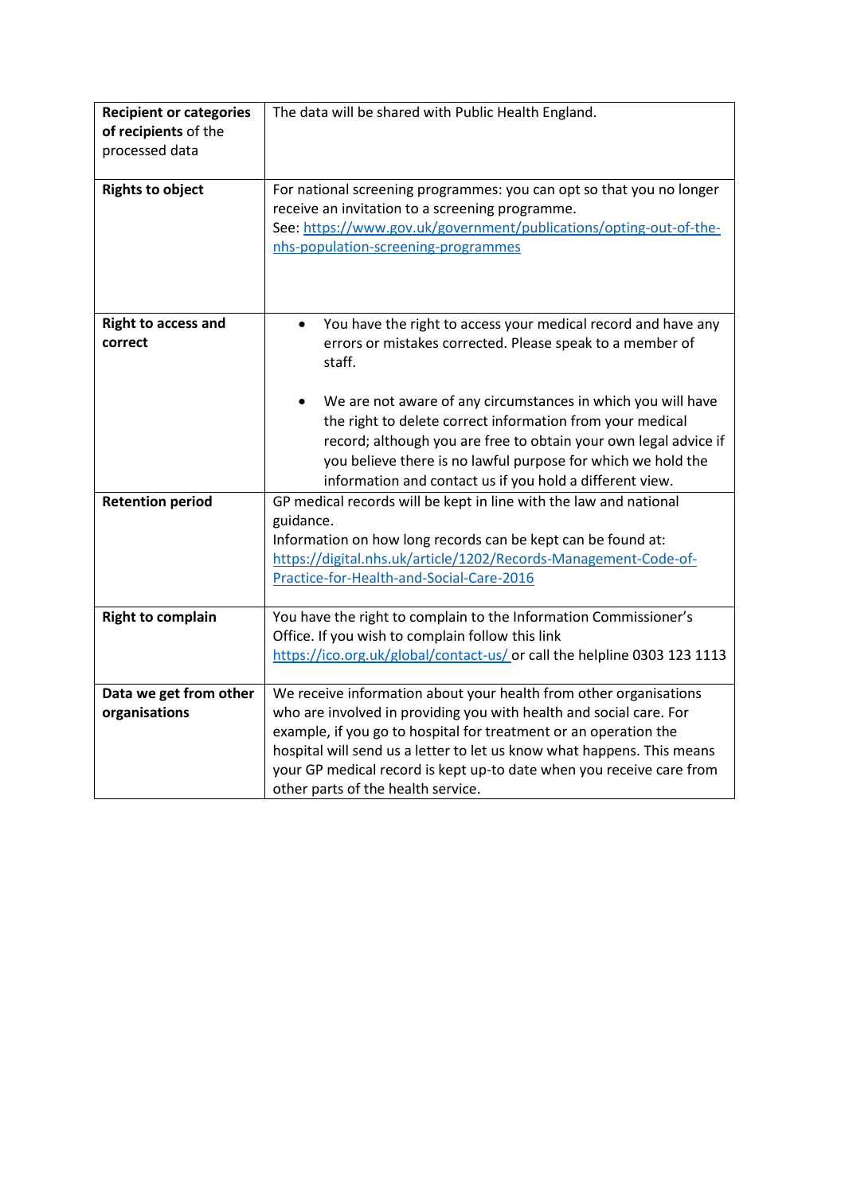| | |
|---|---|
| **Recipient or categories of recipients** of the processed data | The data will be shared with Public Health England. |
| **Rights to object** | For national screening programmes: you can opt so that you no longer receive an invitation to a screening programme.<br>See: https://www.gov.uk/government/publications/opting-out-of-the-nhs-population-screening-programmes |
| **Right to access and correct** | • You have the right to access your medical record and have any errors or mistakes corrected. Please speak to a member of staff.<br><br>• We are not aware of any circumstances in which you will have the right to delete correct information from your medical record; although you are free to obtain your own legal advice if you believe there is no lawful purpose for which we hold the information and contact us if you hold a different view. |
| **Retention period** | GP medical records will be kept in line with the law and national guidance.<br>Information on how long records can be kept can be found at: https://digital.nhs.uk/article/1202/Records-Management-Code-of-Practice-for-Health-and-Social-Care-2016 |
| **Right to complain** | You have the right to complain to the Information Commissioner's Office. If you wish to complain follow this link https://ico.org.uk/global/contact-us/ or call the helpline 0303 123 1113 |
| **Data we get from other organisations** | We receive information about your health from other organisations who are involved in providing you with health and social care. For example, if you go to hospital for treatment or an operation the hospital will send us a letter to let us know what happens. This means your GP medical record is kept up-to date when you receive care from other parts of the health service. |